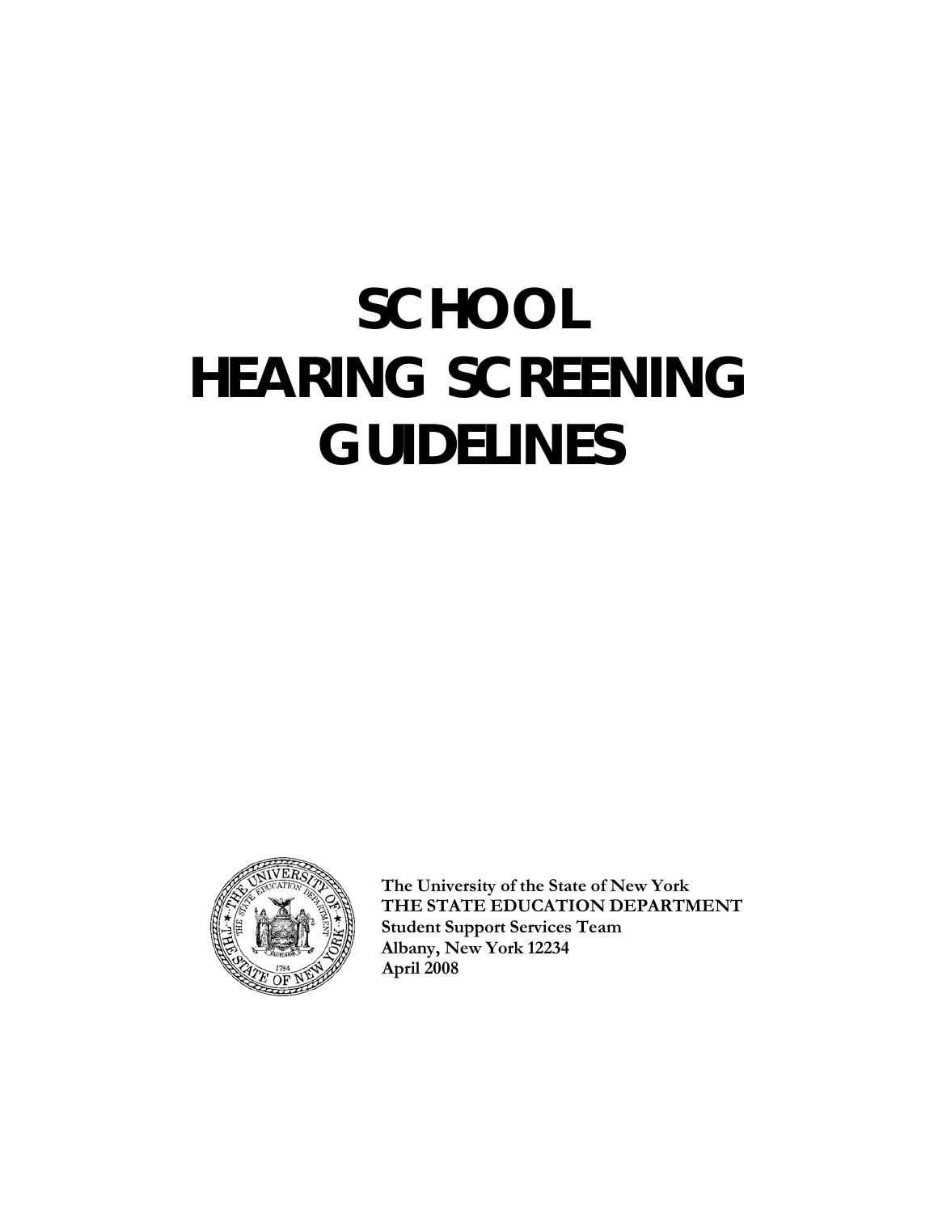# SCHOOL HEARING SCREENING GUIDELINES

**The University of the State of New York**
**THE STATE EDUCATION DEPARTMENT**
**Student Support Services Team**
**Albany, New York 12234**
**April 2008**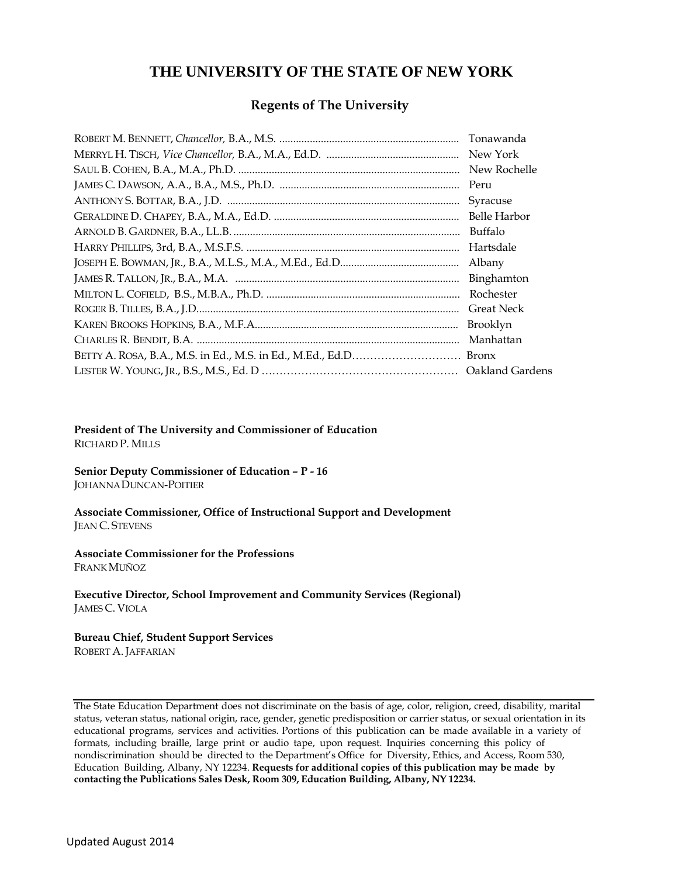# THE UNIVERSITY OF THE STATE OF NEW YORK

## Regents of The University

ROBERT M. BENNETT, *Chancellor,* B.A., M.S. ................................................................ Tonawanda
MERRYL H. TISCH, *Vice Chancellor,* B.A., M.A., Ed.D. ................................................ New York
SAUL B. COHEN, B.A., M.A., Ph.D. ................................................................................ New Rochelle
JAMES C. DAWSON, A.A., B.A., M.S., Ph.D. ................................................................. Peru
ANTHONY S. BOTTAR, B.A., J.D. .................................................................................... Syracuse
GERALDINE D. CHAPEY, B.A., M.A., Ed.D. .................................................................. Belle Harbor
ARNOLD B. GARDNER, B.A., LL.B. ................................................................................. Buffalo
HARRY PHILLIPS, 3rd, B.A., M.S.F.S. ............................................................................ Hartsdale
JOSEPH E. BOWMAN, JR., B.A., M.L.S., M.A., M.Ed., Ed.D.......................................... Albany
JAMES R. TALLON, JR., B.A., M.A. ................................................................................ Binghamton
MILTON L. COFIELD, B.S., M.B.A., Ph.D. ..................................................................... Rochester
ROGER B. TILLES, B.A., J.D.............................................................................................. Great Neck
KAREN BROOKS HOPKINS, B.A., M.F.A.......................................................................... Brooklyn
CHARLES R. BENDIT, B.A. .............................................................................................. Manhattan
BETTY A. ROSA, B.A., M.S. in Ed., M.S. in Ed., M.Ed., Ed.D………………………… Bronx
LESTER W. YOUNG, JR., B.S., M.S., Ed. D ……………………………………………… Oakland Gardens

**President of The University and Commissioner of Education**
RICHARD P. MILLS

**Senior Deputy Commissioner of Education – P - 16**
JOHANNA DUNCAN-POITIER

**Associate Commissioner, Office of Instructional Support and Development**
JEAN C. STEVENS

**Associate Commissioner for the Professions**
FRANK MUÑOZ

**Executive Director, School Improvement and Community Services (Regional)**
JAMES C. VIOLA

**Bureau Chief, Student Support Services**
ROBERT A. JAFFARIAN

---

The State Education Department does not discriminate on the basis of age, color, religion, creed, disability, marital status, veteran status, national origin, race, gender, genetic predisposition or carrier status, or sexual orientation in its educational programs, services and activities. Portions of this publication can be made available in a variety of formats, including braille, large print or audio tape, upon request. Inquiries concerning this policy of nondiscrimination should be directed to the Department's Office for Diversity, Ethics, and Access, Room 530, Education Building, Albany, NY 12234. **Requests for additional copies of this publication may be made by contacting the Publications Sales Desk, Room 309, Education Building, Albany, NY 12234.**

Updated August 2014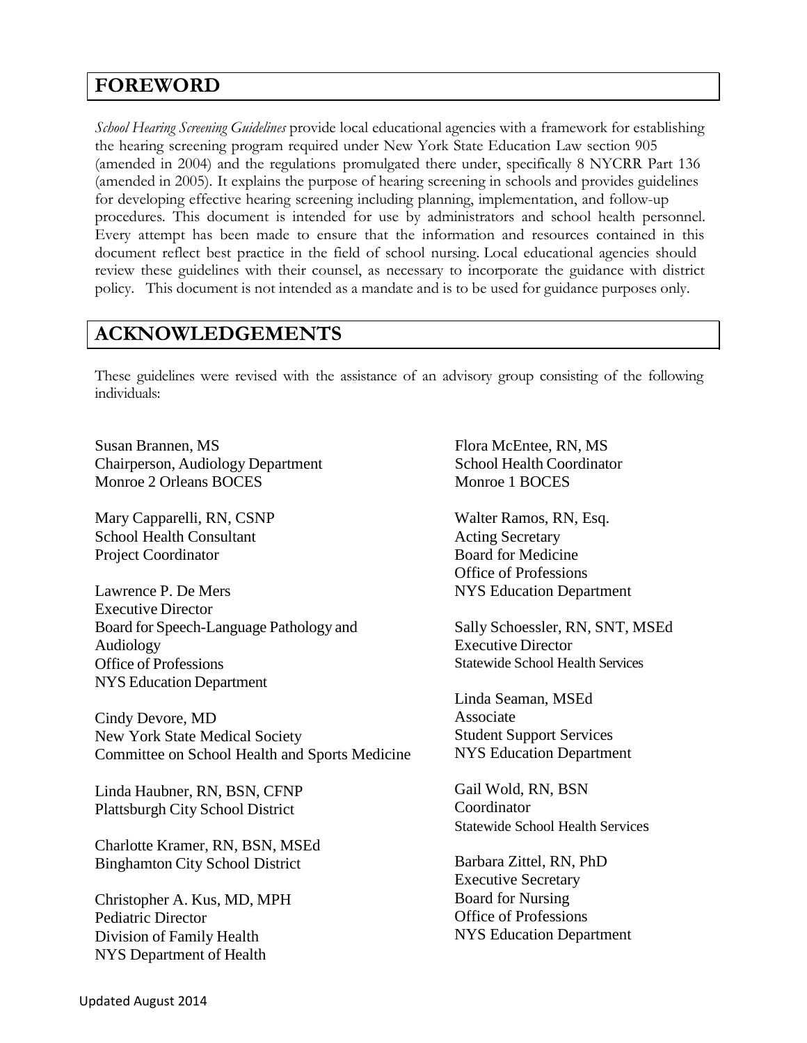## FOREWORD

*School Hearing Screening Guidelines* provide local educational agencies with a framework for establishing the hearing screening program required under New York State Education Law section 905 (amended in 2004) and the regulations promulgated there under, specifically 8 NYCRR Part 136 (amended in 2005). It explains the purpose of hearing screening in schools and provides guidelines for developing effective hearing screening including planning, implementation, and follow-up procedures. This document is intended for use by administrators and school health personnel. Every attempt has been made to ensure that the information and resources contained in this document reflect best practice in the field of school nursing. Local educational agencies should review these guidelines with their counsel, as necessary to incorporate the guidance with district policy. This document is not intended as a mandate and is to be used for guidance purposes only.

## ACKNOWLEDGEMENTS

These guidelines were revised with the assistance of an advisory group consisting of the following individuals:

Susan Brannen, MS
Chairperson, Audiology Department
Monroe 2 Orleans BOCES

Mary Capparelli, RN, CSNP
School Health Consultant
Project Coordinator

Lawrence P. De Mers
Executive Director
Board for Speech-Language Pathology and Audiology
Office of Professions
NYS Education Department

Cindy Devore, MD
New York State Medical Society
Committee on School Health and Sports Medicine

Linda Haubner, RN, BSN, CFNP
Plattsburgh City School District

Charlotte Kramer, RN, BSN, MSEd
Binghamton City School District

Christopher A. Kus, MD, MPH
Pediatric Director
Division of Family Health
NYS Department of Health

Flora McEntee, RN, MS
School Health Coordinator
Monroe 1 BOCES

Walter Ramos, RN, Esq.
Acting Secretary
Board for Medicine
Office of Professions
NYS Education Department

Sally Schoessler, RN, SNT, MSEd
Executive Director
Statewide School Health Services

Linda Seaman, MSEd
Associate
Student Support Services
NYS Education Department

Gail Wold, RN, BSN
Coordinator
Statewide School Health Services

Barbara Zittel, RN, PhD
Executive Secretary
Board for Nursing
Office of Professions
NYS Education Department

Updated August 2014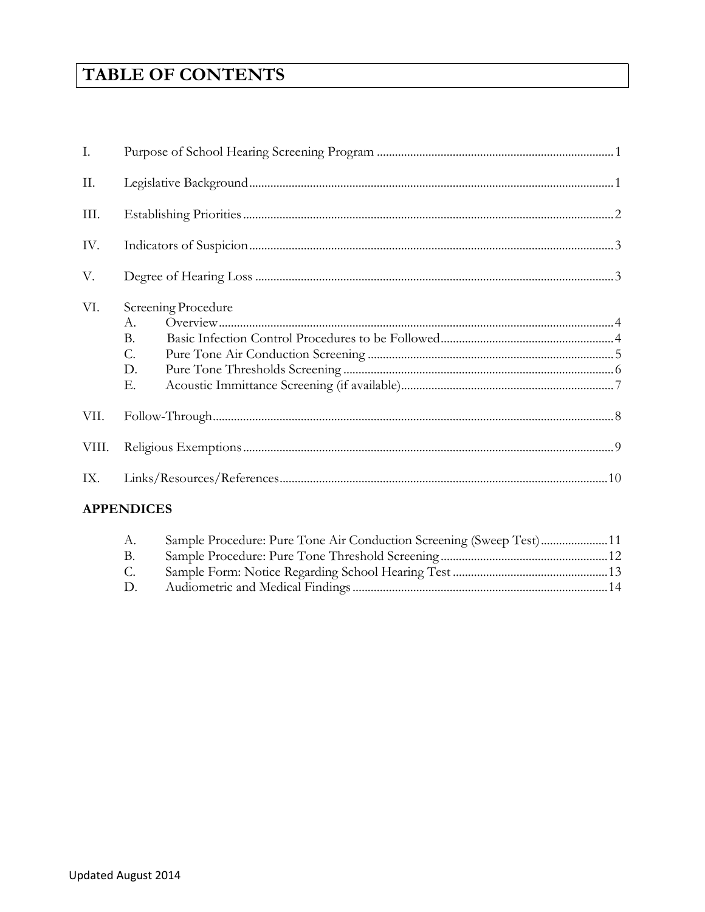# TABLE OF CONTENTS

I. Purpose of School Hearing Screening Program ........ 1

II. Legislative Background ........ 1

III. Establishing Priorities ........ 2

IV. Indicators of Suspicion ........ 3

V. Degree of Hearing Loss ........ 3

VI. Screening Procedure
- A. Overview ........ 4
- B. Basic Infection Control Procedures to be Followed ........ 4
- C. Pure Tone Air Conduction Screening ........ 5
- D. Pure Tone Thresholds Screening ........ 6
- E. Acoustic Immittance Screening (if available) ........ 7

VII. Follow-Through ........ 8

VIII. Religious Exemptions ........ 9

IX. Links/Resources/References ........ 10

**APPENDICES**

- A. Sample Procedure: Pure Tone Air Conduction Screening (Sweep Test) ........ 11
- B. Sample Procedure: Pure Tone Threshold Screening ........ 12
- C. Sample Form: Notice Regarding School Hearing Test ........ 13
- D. Audiometric and Medical Findings ........ 14

Updated August 2014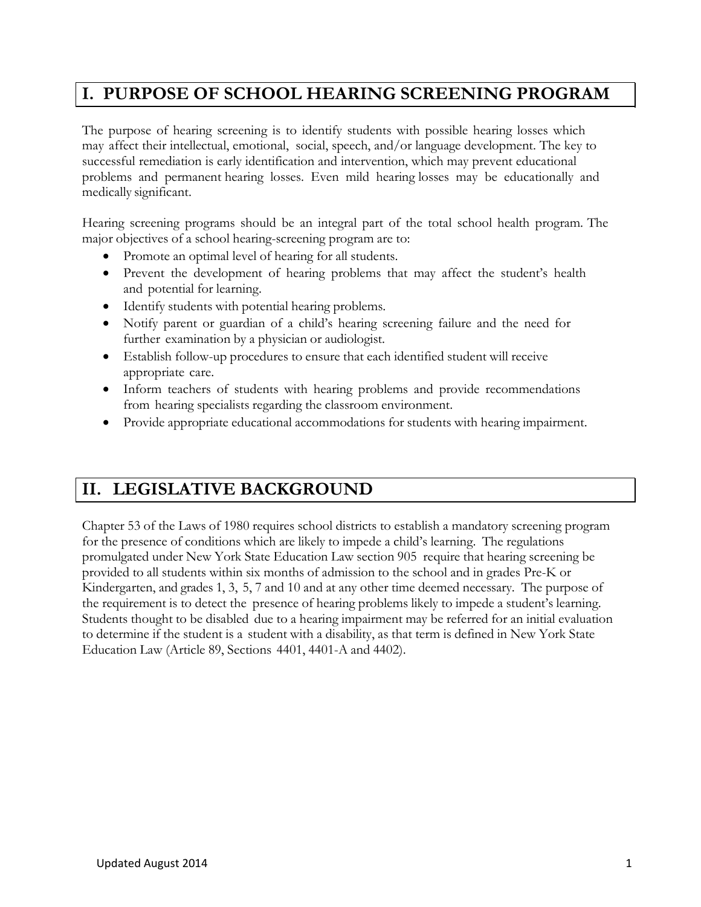## I. PURPOSE OF SCHOOL HEARING SCREENING PROGRAM

The purpose of hearing screening is to identify students with possible hearing losses which may affect their intellectual, emotional, social, speech, and/or language development. The key to successful remediation is early identification and intervention, which may prevent educational problems and permanent hearing losses. Even mild hearing losses may be educationally and medically significant.

Hearing screening programs should be an integral part of the total school health program. The major objectives of a school hearing-screening program are to:

- Promote an optimal level of hearing for all students.
- Prevent the development of hearing problems that may affect the student's health and potential for learning.
- Identify students with potential hearing problems.
- Notify parent or guardian of a child's hearing screening failure and the need for further examination by a physician or audiologist.
- Establish follow-up procedures to ensure that each identified student will receive appropriate care.
- Inform teachers of students with hearing problems and provide recommendations from hearing specialists regarding the classroom environment.
- Provide appropriate educational accommodations for students with hearing impairment.

## II. LEGISLATIVE BACKGROUND

Chapter 53 of the Laws of 1980 requires school districts to establish a mandatory screening program for the presence of conditions which are likely to impede a child's learning. The regulations promulgated under New York State Education Law section 905 require that hearing screening be provided to all students within six months of admission to the school and in grades Pre-K or Kindergarten, and grades 1, 3, 5, 7 and 10 and at any other time deemed necessary. The purpose of the requirement is to detect the presence of hearing problems likely to impede a student's learning. Students thought to be disabled due to a hearing impairment may be referred for an initial evaluation to determine if the student is a student with a disability, as that term is defined in New York State Education Law (Article 89, Sections 4401, 4401-A and 4402).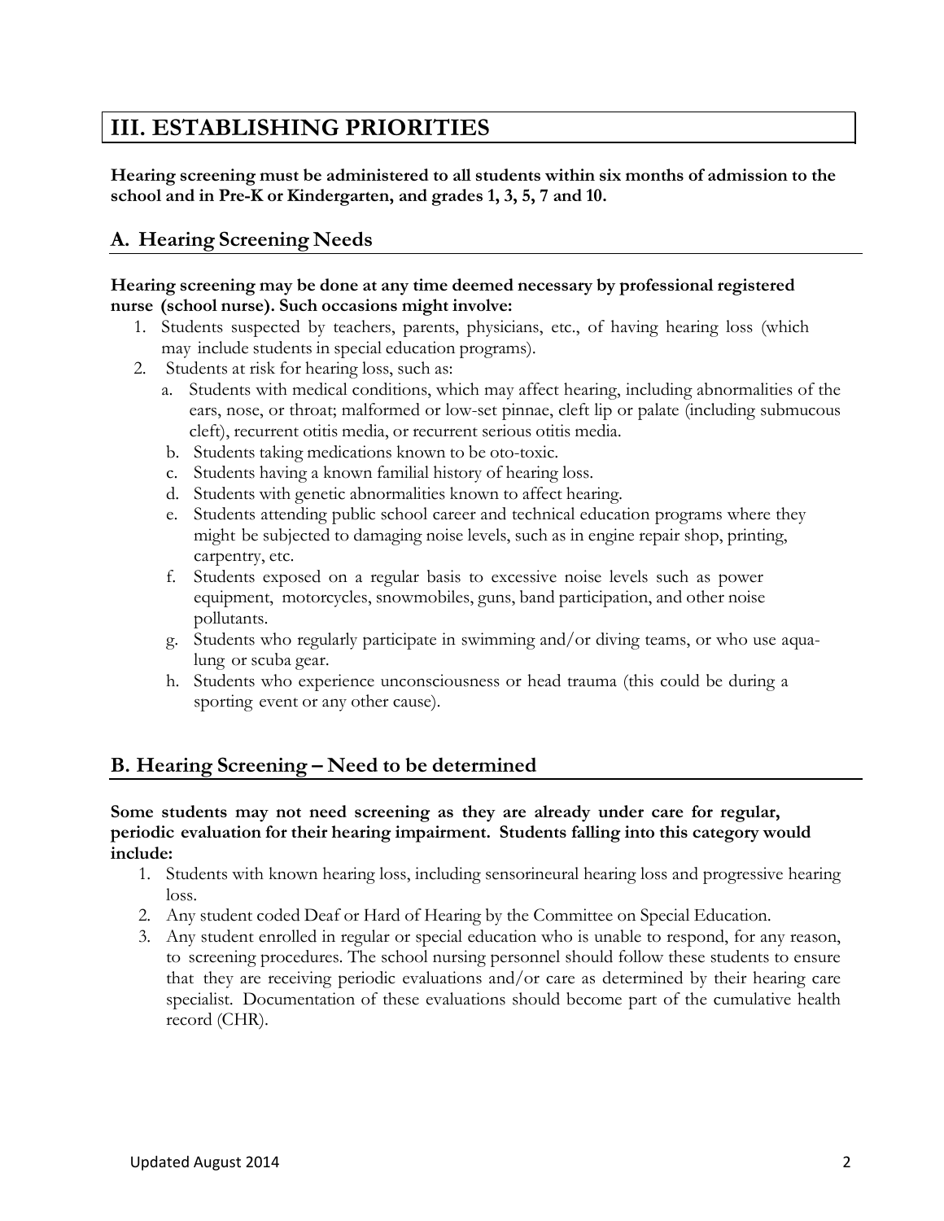# III. ESTABLISHING PRIORITIES

**Hearing screening must be administered to all students within six months of admission to the school and in Pre-K or Kindergarten, and grades 1, 3, 5, 7 and 10.**

## A. Hearing Screening Needs

**Hearing screening may be done at any time deemed necessary by professional registered nurse (school nurse). Such occasions might involve:**

1. Students suspected by teachers, parents, physicians, etc., of having hearing loss (which may include students in special education programs).
2. Students at risk for hearing loss, such as:
   a. Students with medical conditions, which may affect hearing, including abnormalities of the ears, nose, or throat; malformed or low-set pinnae, cleft lip or palate (including submucous cleft), recurrent otitis media, or recurrent serious otitis media.
   b. Students taking medications known to be oto-toxic.
   c. Students having a known familial history of hearing loss.
   d. Students with genetic abnormalities known to affect hearing.
   e. Students attending public school career and technical education programs where they might be subjected to damaging noise levels, such as in engine repair shop, printing, carpentry, etc.
   f. Students exposed on a regular basis to excessive noise levels such as power equipment, motorcycles, snowmobiles, guns, band participation, and other noise pollutants.
   g. Students who regularly participate in swimming and/or diving teams, or who use aqua-lung or scuba gear.
   h. Students who experience unconsciousness or head trauma (this could be during a sporting event or any other cause).

## B. Hearing Screening – Need to be determined

**Some students may not need screening as they are already under care for regular, periodic evaluation for their hearing impairment. Students falling into this category would include:**

1. Students with known hearing loss, including sensorineural hearing loss and progressive hearing loss.
2. Any student coded Deaf or Hard of Hearing by the Committee on Special Education.
3. Any student enrolled in regular or special education who is unable to respond, for any reason, to screening procedures. The school nursing personnel should follow these students to ensure that they are receiving periodic evaluations and/or care as determined by their hearing care specialist. Documentation of these evaluations should become part of the cumulative health record (CHR).

Updated August 2014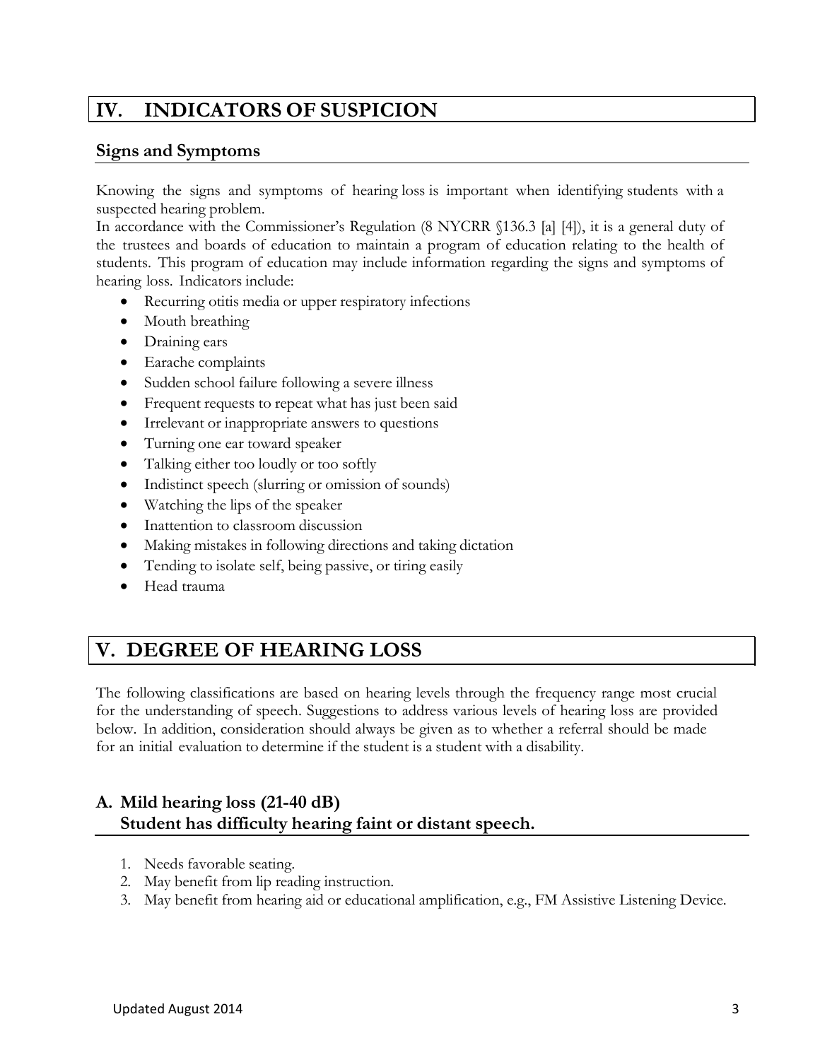## IV. INDICATORS OF SUSPICION

### Signs and Symptoms

Knowing the signs and symptoms of hearing loss is important when identifying students with a suspected hearing problem.

In accordance with the Commissioner's Regulation (8 NYCRR §136.3 [a] [4]), it is a general duty of the trustees and boards of education to maintain a program of education relating to the health of students. This program of education may include information regarding the signs and symptoms of hearing loss. Indicators include:

- Recurring otitis media or upper respiratory infections
- Mouth breathing
- Draining ears
- Earache complaints
- Sudden school failure following a severe illness
- Frequent requests to repeat what has just been said
- Irrelevant or inappropriate answers to questions
- Turning one ear toward speaker
- Talking either too loudly or too softly
- Indistinct speech (slurring or omission of sounds)
- Watching the lips of the speaker
- Inattention to classroom discussion
- Making mistakes in following directions and taking dictation
- Tending to isolate self, being passive, or tiring easily
- Head trauma

## V. DEGREE OF HEARING LOSS

The following classifications are based on hearing levels through the frequency range most crucial for the understanding of speech. Suggestions to address various levels of hearing loss are provided below. In addition, consideration should always be given as to whether a referral should be made for an initial evaluation to determine if the student is a student with a disability.

### A. Mild hearing loss (21-40 dB) Student has difficulty hearing faint or distant speech.

1. Needs favorable seating.
2. May benefit from lip reading instruction.
3. May benefit from hearing aid or educational amplification, e.g., FM Assistive Listening Device.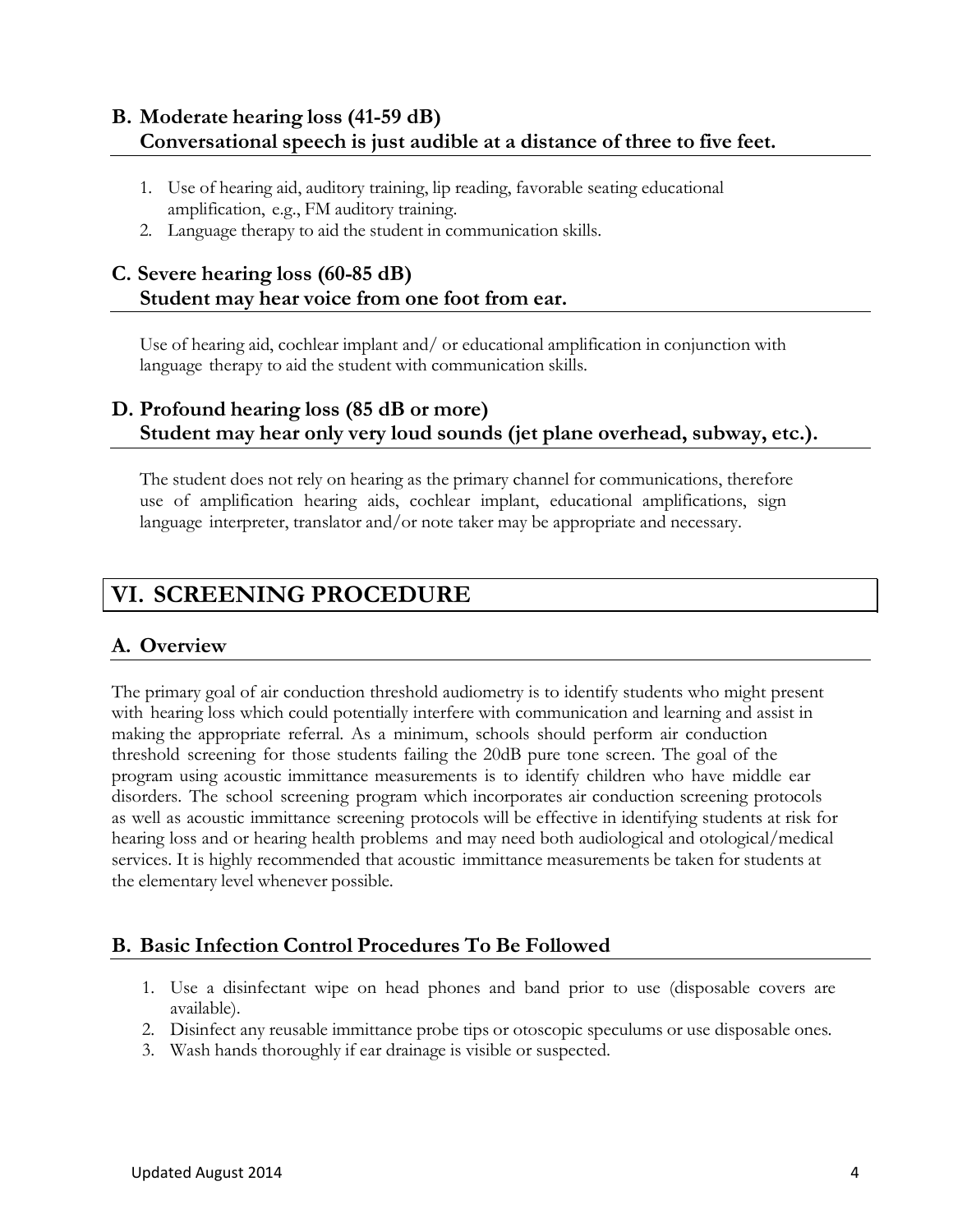### B. Moderate hearing loss (41-59 dB) Conversational speech is just audible at a distance of three to five feet.

1. Use of hearing aid, auditory training, lip reading, favorable seating educational amplification, e.g., FM auditory training.
2. Language therapy to aid the student in communication skills.

### C. Severe hearing loss (60-85 dB) Student may hear voice from one foot from ear.

Use of hearing aid, cochlear implant and/ or educational amplification in conjunction with language therapy to aid the student with communication skills.

### D. Profound hearing loss (85 dB or more) Student may hear only very loud sounds (jet plane overhead, subway, etc.).

The student does not rely on hearing as the primary channel for communications, therefore use of amplification hearing aids, cochlear implant, educational amplifications, sign language interpreter, translator and/or note taker may be appropriate and necessary.

## VI. SCREENING PROCEDURE

### A. Overview

The primary goal of air conduction threshold audiometry is to identify students who might present with hearing loss which could potentially interfere with communication and learning and assist in making the appropriate referral. As a minimum, schools should perform air conduction threshold screening for those students failing the 20dB pure tone screen. The goal of the program using acoustic immittance measurements is to identify children who have middle ear disorders. The school screening program which incorporates air conduction screening protocols as well as acoustic immittance screening protocols will be effective in identifying students at risk for hearing loss and or hearing health problems and may need both audiological and otological/medical services. It is highly recommended that acoustic immittance measurements be taken for students at the elementary level whenever possible.

### B. Basic Infection Control Procedures To Be Followed

1. Use a disinfectant wipe on head phones and band prior to use (disposable covers are available).
2. Disinfect any reusable immittance probe tips or otoscopic speculums or use disposable ones.
3. Wash hands thoroughly if ear drainage is visible or suspected.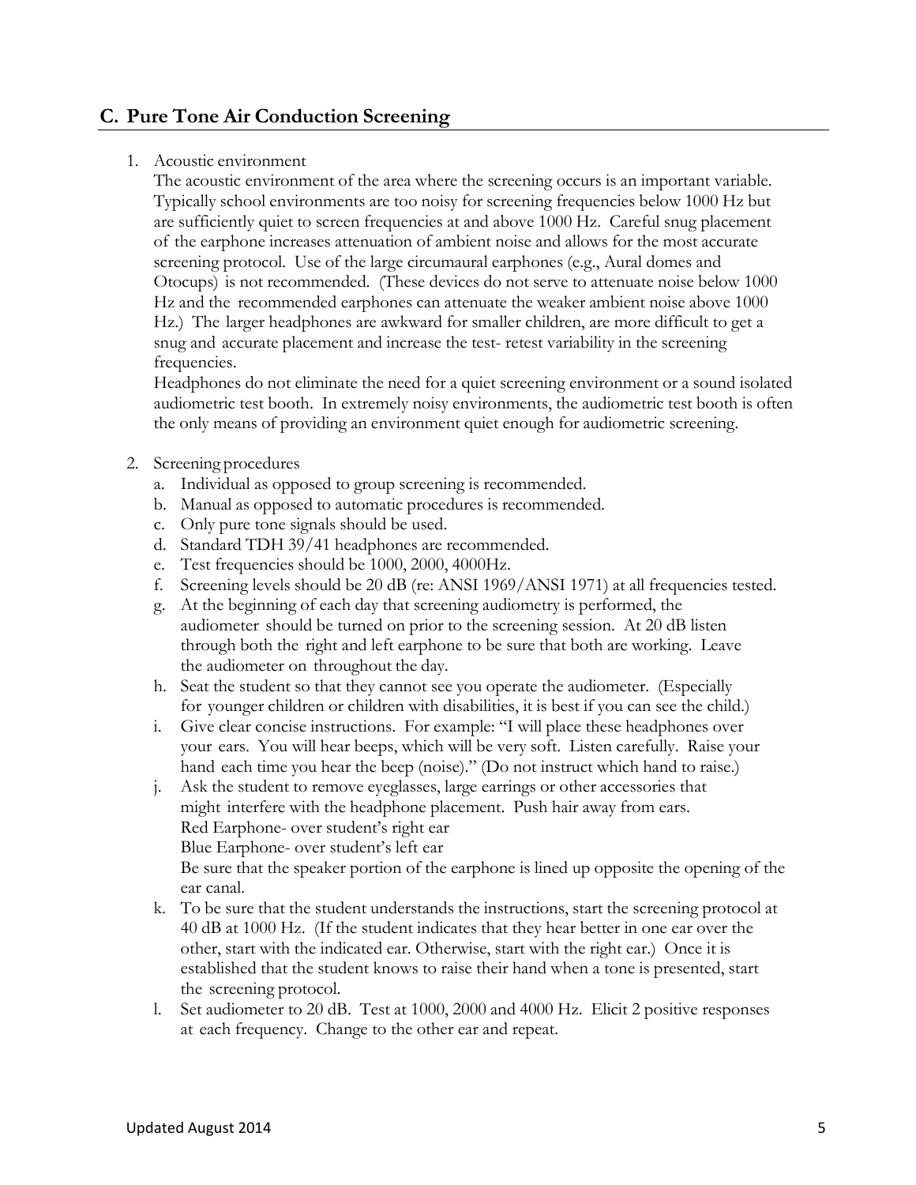## C. Pure Tone Air Conduction Screening

1. Acoustic environment

   The acoustic environment of the area where the screening occurs is an important variable. Typically school environments are too noisy for screening frequencies below 1000 Hz but are sufficiently quiet to screen frequencies at and above 1000 Hz. Careful snug placement of the earphone increases attenuation of ambient noise and allows for the most accurate screening protocol. Use of the large circumaural earphones (e.g., Aural domes and Otocups) is not recommended. (These devices do not serve to attenuate noise below 1000 Hz and the recommended earphones can attenuate the weaker ambient noise above 1000 Hz.) The larger headphones are awkward for smaller children, are more difficult to get a snug and accurate placement and increase the test- retest variability in the screening frequencies.

   Headphones do not eliminate the need for a quiet screening environment or a sound isolated audiometric test booth. In extremely noisy environments, the audiometric test booth is often the only means of providing an environment quiet enough for audiometric screening.

2. Screening procedures
   a. Individual as opposed to group screening is recommended.
   b. Manual as opposed to automatic procedures is recommended.
   c. Only pure tone signals should be used.
   d. Standard TDH 39/41 headphones are recommended.
   e. Test frequencies should be 1000, 2000, 4000Hz.
   f. Screening levels should be 20 dB (re: ANSI 1969/ANSI 1971) at all frequencies tested.
   g. At the beginning of each day that screening audiometry is performed, the audiometer should be turned on prior to the screening session. At 20 dB listen through both the right and left earphone to be sure that both are working. Leave the audiometer on throughout the day.
   h. Seat the student so that they cannot see you operate the audiometer. (Especially for younger children or children with disabilities, it is best if you can see the child.)
   i. Give clear concise instructions. For example: "I will place these headphones over your ears. You will hear beeps, which will be very soft. Listen carefully. Raise your hand each time you hear the beep (noise)." (Do not instruct which hand to raise.)
   j. Ask the student to remove eyeglasses, large earrings or other accessories that might interfere with the headphone placement. Push hair away from ears.
      Red Earphone- over student's right ear
      Blue Earphone- over student's left ear
      Be sure that the speaker portion of the earphone is lined up opposite the opening of the ear canal.
   k. To be sure that the student understands the instructions, start the screening protocol at 40 dB at 1000 Hz. (If the student indicates that they hear better in one ear over the other, start with the indicated ear. Otherwise, start with the right ear.) Once it is established that the student knows to raise their hand when a tone is presented, start the screening protocol.
   l. Set audiometer to 20 dB. Test at 1000, 2000 and 4000 Hz. Elicit 2 positive responses at each frequency. Change to the other ear and repeat.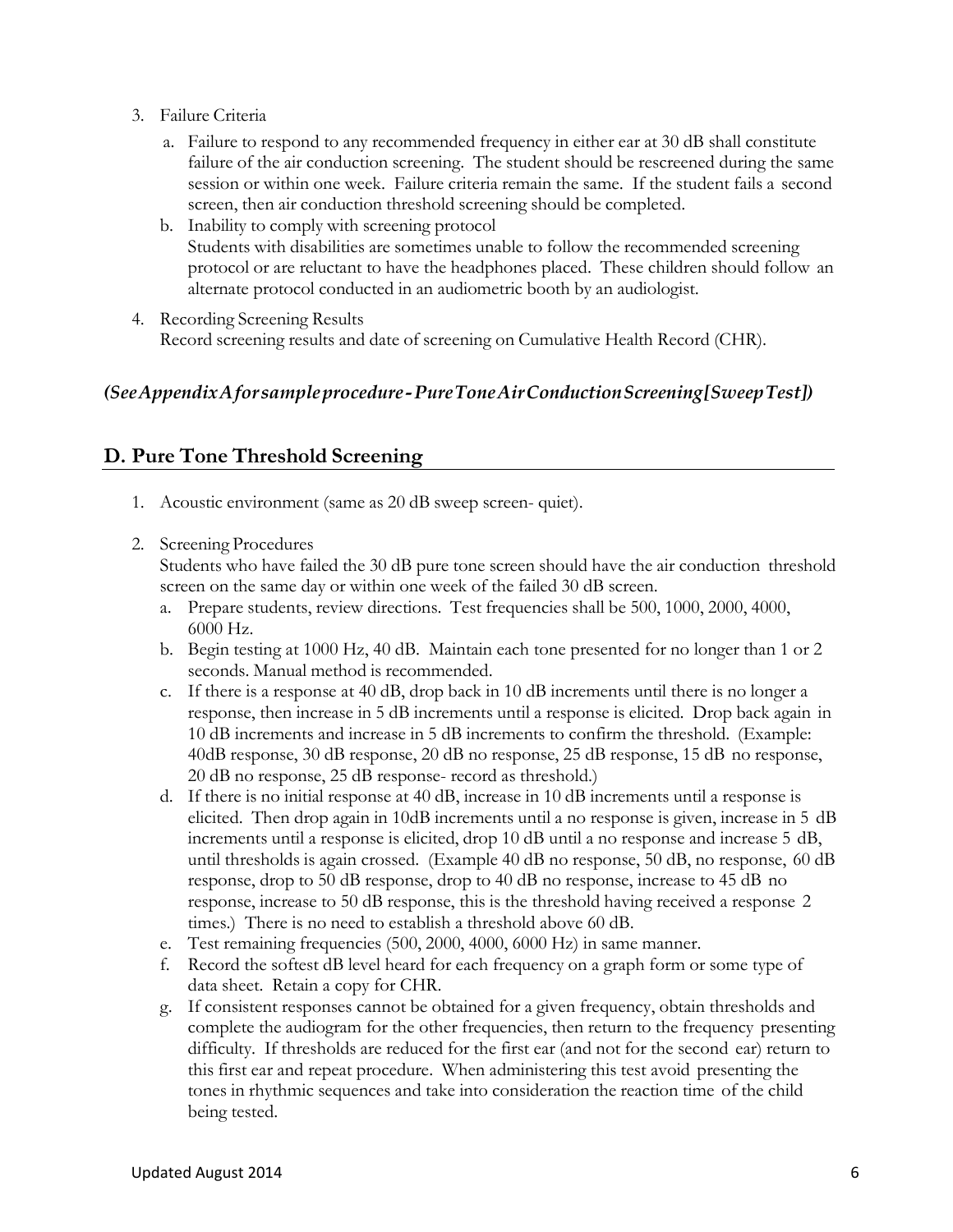3. Failure Criteria
   a. Failure to respond to any recommended frequency in either ear at 30 dB shall constitute failure of the air conduction screening. The student should be rescreened during the same session or within one week. Failure criteria remain the same. If the student fails a second screen, then air conduction threshold screening should be completed.
   b. Inability to comply with screening protocol
      Students with disabilities are sometimes unable to follow the recommended screening protocol or are reluctant to have the headphones placed. These children should follow an alternate protocol conducted in an audiometric booth by an audiologist.
4. Recording Screening Results
   Record screening results and date of screening on Cumulative Health Record (CHR).

***(See Appendix A for sample procedure - Pure Tone Air Conduction Screening [Sweep Test])***

## D. Pure Tone Threshold Screening

1. Acoustic environment (same as 20 dB sweep screen- quiet).
2. Screening Procedures
   Students who have failed the 30 dB pure tone screen should have the air conduction threshold screen on the same day or within one week of the failed 30 dB screen.
   a. Prepare students, review directions. Test frequencies shall be 500, 1000, 2000, 4000, 6000 Hz.
   b. Begin testing at 1000 Hz, 40 dB. Maintain each tone presented for no longer than 1 or 2 seconds. Manual method is recommended.
   c. If there is a response at 40 dB, drop back in 10 dB increments until there is no longer a response, then increase in 5 dB increments until a response is elicited. Drop back again in 10 dB increments and increase in 5 dB increments to confirm the threshold. (Example: 40dB response, 30 dB response, 20 dB no response, 25 dB response, 15 dB no response, 20 dB no response, 25 dB response- record as threshold.)
   d. If there is no initial response at 40 dB, increase in 10 dB increments until a response is elicited. Then drop again in 10dB increments until a no response is given, increase in 5 dB increments until a response is elicited, drop 10 dB until a no response and increase 5 dB, until thresholds is again crossed. (Example 40 dB no response, 50 dB, no response, 60 dB response, drop to 50 dB response, drop to 40 dB no response, increase to 45 dB no response, increase to 50 dB response, this is the threshold having received a response 2 times.) There is no need to establish a threshold above 60 dB.
   e. Test remaining frequencies (500, 2000, 4000, 6000 Hz) in same manner.
   f. Record the softest dB level heard for each frequency on a graph form or some type of data sheet. Retain a copy for CHR.
   g. If consistent responses cannot be obtained for a given frequency, obtain thresholds and complete the audiogram for the other frequencies, then return to the frequency presenting difficulty. If thresholds are reduced for the first ear (and not for the second ear) return to this first ear and repeat procedure. When administering this test avoid presenting the tones in rhythmic sequences and take into consideration the reaction time of the child being tested.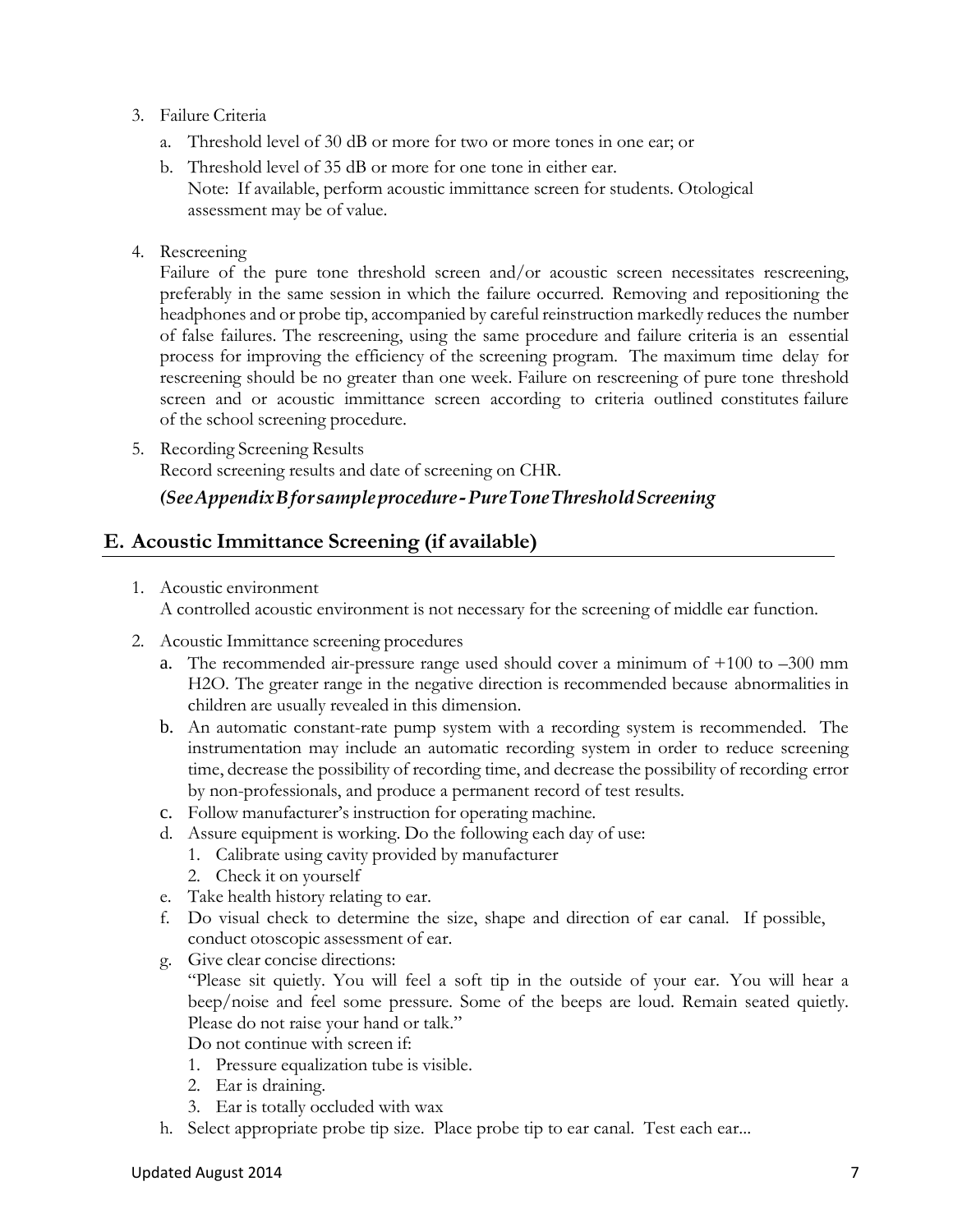3. Failure Criteria
   a. Threshold level of 30 dB or more for two or more tones in one ear; or
   b. Threshold level of 35 dB or more for one tone in either ear.
      Note: If available, perform acoustic immittance screen for students. Otological assessment may be of value.

4. Rescreening
   Failure of the pure tone threshold screen and/or acoustic screen necessitates rescreening, preferably in the same session in which the failure occurred. Removing and repositioning the headphones and or probe tip, accompanied by careful reinstruction markedly reduces the number of false failures. The rescreening, using the same procedure and failure criteria is an essential process for improving the efficiency of the screening program. The maximum time delay for rescreening should be no greater than one week. Failure on rescreening of pure tone threshold screen and or acoustic immittance screen according to criteria outlined constitutes failure of the school screening procedure.

5. Recording Screening Results
   Record screening results and date of screening on CHR.

   ***(See Appendix B for sample procedure - Pure Tone Threshold Screening***

## E. Acoustic Immittance Screening (if available)

1. Acoustic environment
   A controlled acoustic environment is not necessary for the screening of middle ear function.

2. Acoustic Immittance screening procedures
   a. The recommended air-pressure range used should cover a minimum of +100 to –300 mm H2O. The greater range in the negative direction is recommended because abnormalities in children are usually revealed in this dimension.
   b. An automatic constant-rate pump system with a recording system is recommended. The instrumentation may include an automatic recording system in order to reduce screening time, decrease the possibility of recording time, and decrease the possibility of recording error by non-professionals, and produce a permanent record of test results.
   c. Follow manufacturer's instruction for operating machine.
   d. Assure equipment is working. Do the following each day of use:
      1. Calibrate using cavity provided by manufacturer
      2. Check it on yourself
   e. Take health history relating to ear.
   f. Do visual check to determine the size, shape and direction of ear canal. If possible, conduct otoscopic assessment of ear.
   g. Give clear concise directions:
      "Please sit quietly. You will feel a soft tip in the outside of your ear. You will hear a beep/noise and feel some pressure. Some of the beeps are loud. Remain seated quietly. Please do not raise your hand or talk."
      Do not continue with screen if:
      1. Pressure equalization tube is visible.
      2. Ear is draining.
      3. Ear is totally occluded with wax
   h. Select appropriate probe tip size. Place probe tip to ear canal. Test each ear...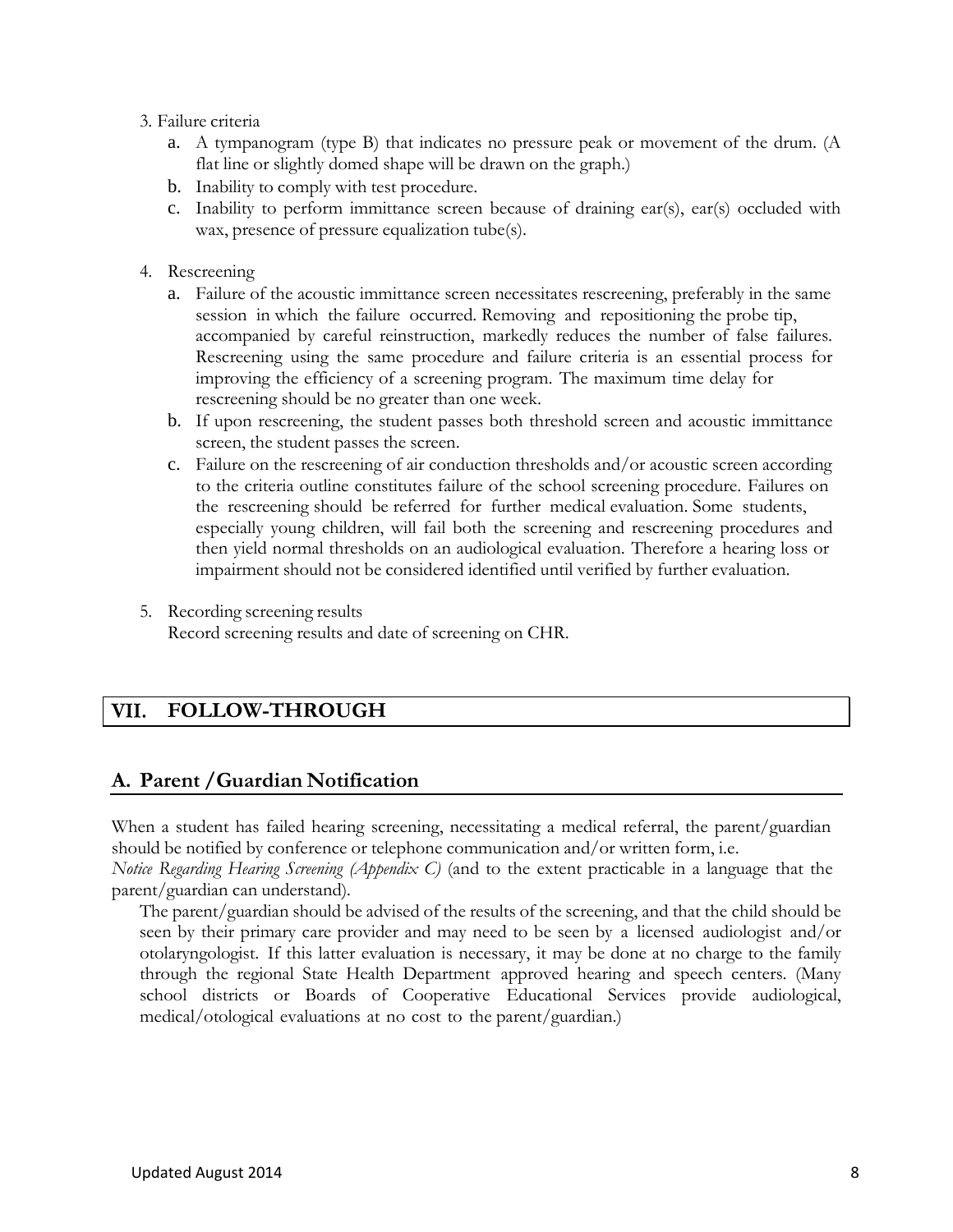3. Failure criteria

   a. A tympanogram (type B) that indicates no pressure peak or movement of the drum. (A flat line or slightly domed shape will be drawn on the graph.)
   b. Inability to comply with test procedure.
   c. Inability to perform immittance screen because of draining ear(s), ear(s) occluded with wax, presence of pressure equalization tube(s).

4. Rescreening

   a. Failure of the acoustic immittance screen necessitates rescreening, preferably in the same session in which the failure occurred. Removing and repositioning the probe tip, accompanied by careful reinstruction, markedly reduces the number of false failures. Rescreening using the same procedure and failure criteria is an essential process for improving the efficiency of a screening program. The maximum time delay for rescreening should be no greater than one week.
   b. If upon rescreening, the student passes both threshold screen and acoustic immittance screen, the student passes the screen.
   c. Failure on the rescreening of air conduction thresholds and/or acoustic screen according to the criteria outline constitutes failure of the school screening procedure. Failures on the rescreening should be referred for further medical evaluation. Some students, especially young children, will fail both the screening and rescreening procedures and then yield normal thresholds on an audiological evaluation. Therefore a hearing loss or impairment should not be considered identified until verified by further evaluation.

5. Recording screening results

   Record screening results and date of screening on CHR.

## VII. FOLLOW-THROUGH

### A. Parent /Guardian Notification

When a student has failed hearing screening, necessitating a medical referral, the parent/guardian should be notified by conference or telephone communication and/or written form, i.e. *Notice Regarding Hearing Screening (Appendix C)* (and to the extent practicable in a language that the parent/guardian can understand).

The parent/guardian should be advised of the results of the screening, and that the child should be seen by their primary care provider and may need to be seen by a licensed audiologist and/or otolaryngologist. If this latter evaluation is necessary, it may be done at no charge to the family through the regional State Health Department approved hearing and speech centers. (Many school districts or Boards of Cooperative Educational Services provide audiological, medical/otological evaluations at no cost to the parent/guardian.)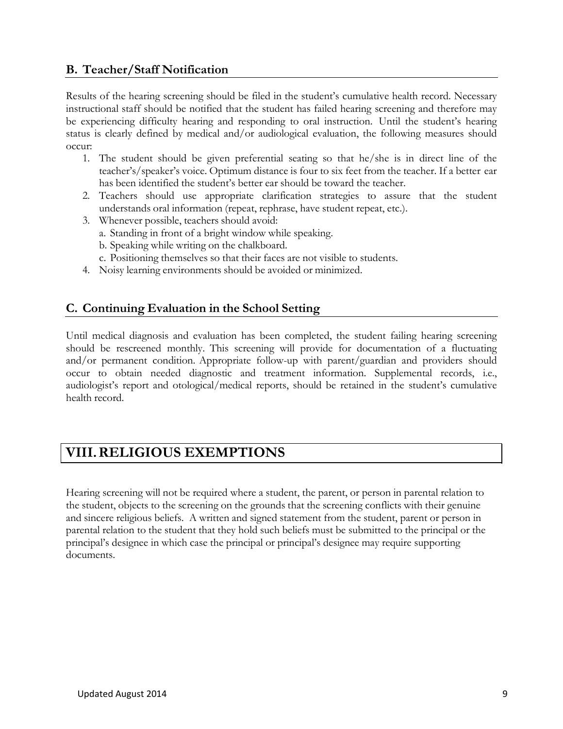## B. Teacher/Staff Notification

Results of the hearing screening should be filed in the student's cumulative health record. Necessary instructional staff should be notified that the student has failed hearing screening and therefore may be experiencing difficulty hearing and responding to oral instruction. Until the student's hearing status is clearly defined by medical and/or audiological evaluation, the following measures should occur:

1. The student should be given preferential seating so that he/she is in direct line of the teacher's/speaker's voice. Optimum distance is four to six feet from the teacher. If a better ear has been identified the student's better ear should be toward the teacher.
2. Teachers should use appropriate clarification strategies to assure that the student understands oral information (repeat, rephrase, have student repeat, etc.).
3. Whenever possible, teachers should avoid:
   a. Standing in front of a bright window while speaking.
   b. Speaking while writing on the chalkboard.
   c. Positioning themselves so that their faces are not visible to students.
4. Noisy learning environments should be avoided or minimized.

## C. Continuing Evaluation in the School Setting

Until medical diagnosis and evaluation has been completed, the student failing hearing screening should be rescreened monthly. This screening will provide for documentation of a fluctuating and/or permanent condition. Appropriate follow-up with parent/guardian and providers should occur to obtain needed diagnostic and treatment information. Supplemental records, i.e., audiologist's report and otological/medical reports, should be retained in the student's cumulative health record.

# VIII. RELIGIOUS EXEMPTIONS

Hearing screening will not be required where a student, the parent, or person in parental relation to the student, objects to the screening on the grounds that the screening conflicts with their genuine and sincere religious beliefs. A written and signed statement from the student, parent or person in parental relation to the student that they hold such beliefs must be submitted to the principal or the principal's designee in which case the principal or principal's designee may require supporting documents.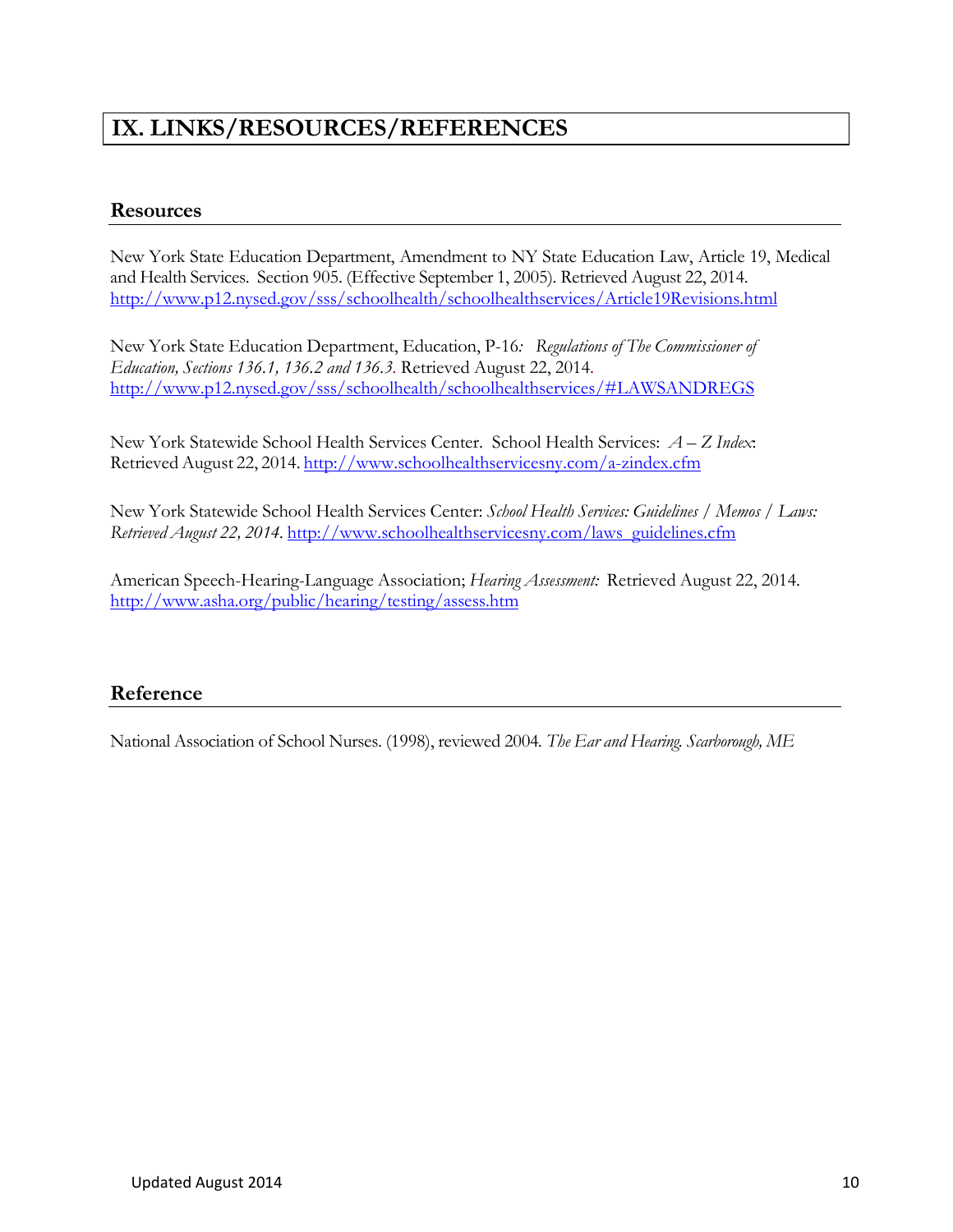# IX. LINKS/RESOURCES/REFERENCES

## Resources

New York State Education Department, Amendment to NY State Education Law, Article 19, Medical and Health Services. Section 905. (Effective September 1, 2005). Retrieved August 22, 2014. http://www.p12.nysed.gov/sss/schoolhealth/schoolhealthservices/Article19Revisions.html

New York State Education Department, Education, P-16*: Regulations of The Commissioner of Education, Sections 136.1, 136.2 and 136.3.* Retrieved August 22, 2014. http://www.p12.nysed.gov/sss/schoolhealth/schoolhealthservices/#LAWSANDREGS

New York Statewide School Health Services Center. School Health Services: *A – Z Index*: Retrieved August 22, 2014. http://www.schoolhealthservicesny.com/a-zindex.cfm

New York Statewide School Health Services Center: *School Health Services: Guidelines / Memos / Laws: Retrieved August 22, 2014.* http://www.schoolhealthservicesny.com/laws_guidelines.cfm

American Speech-Hearing-Language Association; *Hearing Assessment:* Retrieved August 22, 2014. http://www.asha.org/public/hearing/testing/assess.htm

## Reference

National Association of School Nurses. (1998), reviewed 2004. *The Ear and Hearing. Scarborough, ME*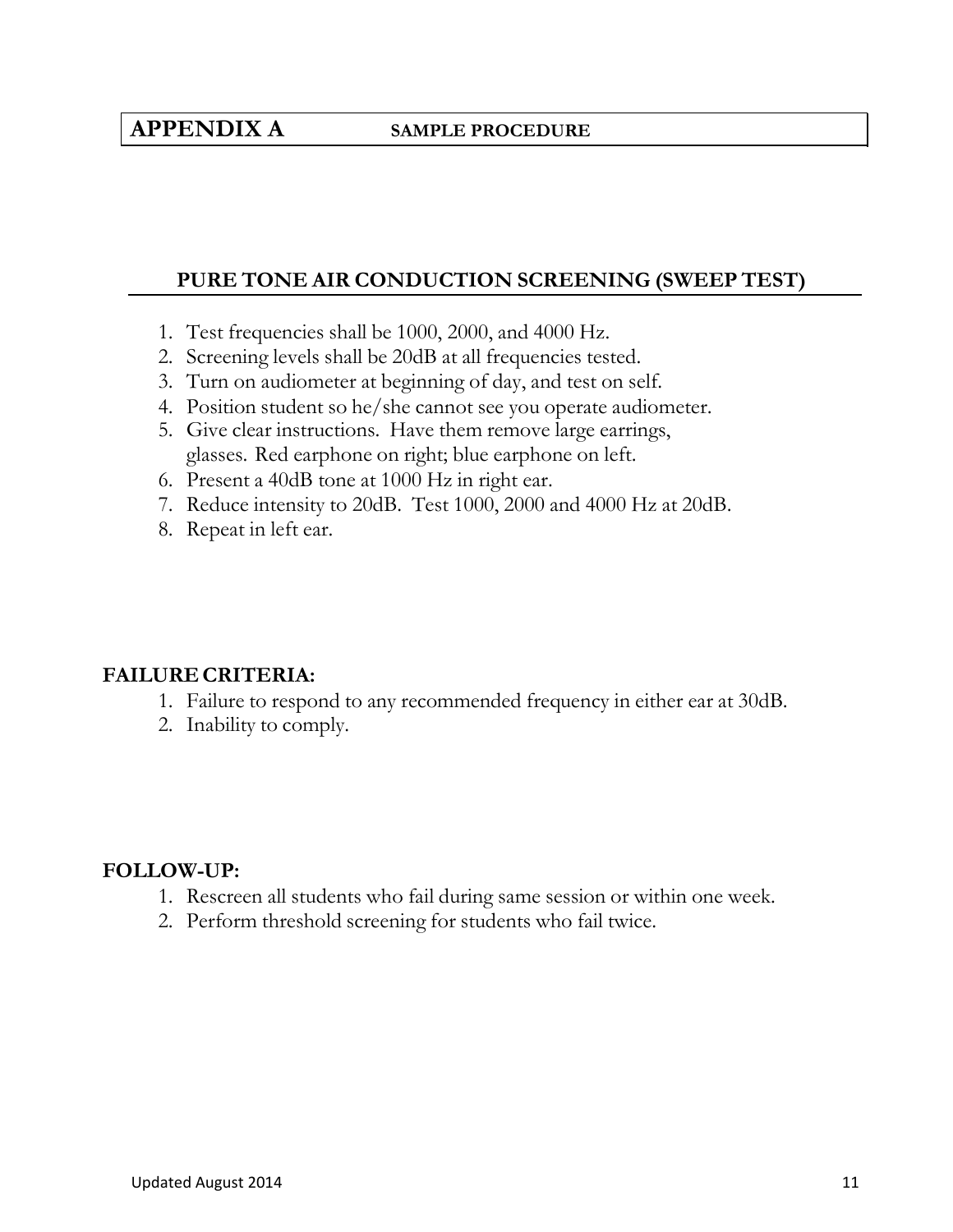## APPENDIX A SAMPLE PROCEDURE

### PURE TONE AIR CONDUCTION SCREENING (SWEEP TEST)

1. Test frequencies shall be 1000, 2000, and 4000 Hz.
2. Screening levels shall be 20dB at all frequencies tested.
3. Turn on audiometer at beginning of day, and test on self.
4. Position student so he/she cannot see you operate audiometer.
5. Give clear instructions. Have them remove large earrings, glasses. Red earphone on right; blue earphone on left.
6. Present a 40dB tone at 1000 Hz in right ear.
7. Reduce intensity to 20dB. Test 1000, 2000 and 4000 Hz at 20dB.
8. Repeat in left ear.

**FAILURE CRITERIA:**

1. Failure to respond to any recommended frequency in either ear at 30dB.
2. Inability to comply.

**FOLLOW-UP:**

1. Rescreen all students who fail during same session or within one week.
2. Perform threshold screening for students who fail twice.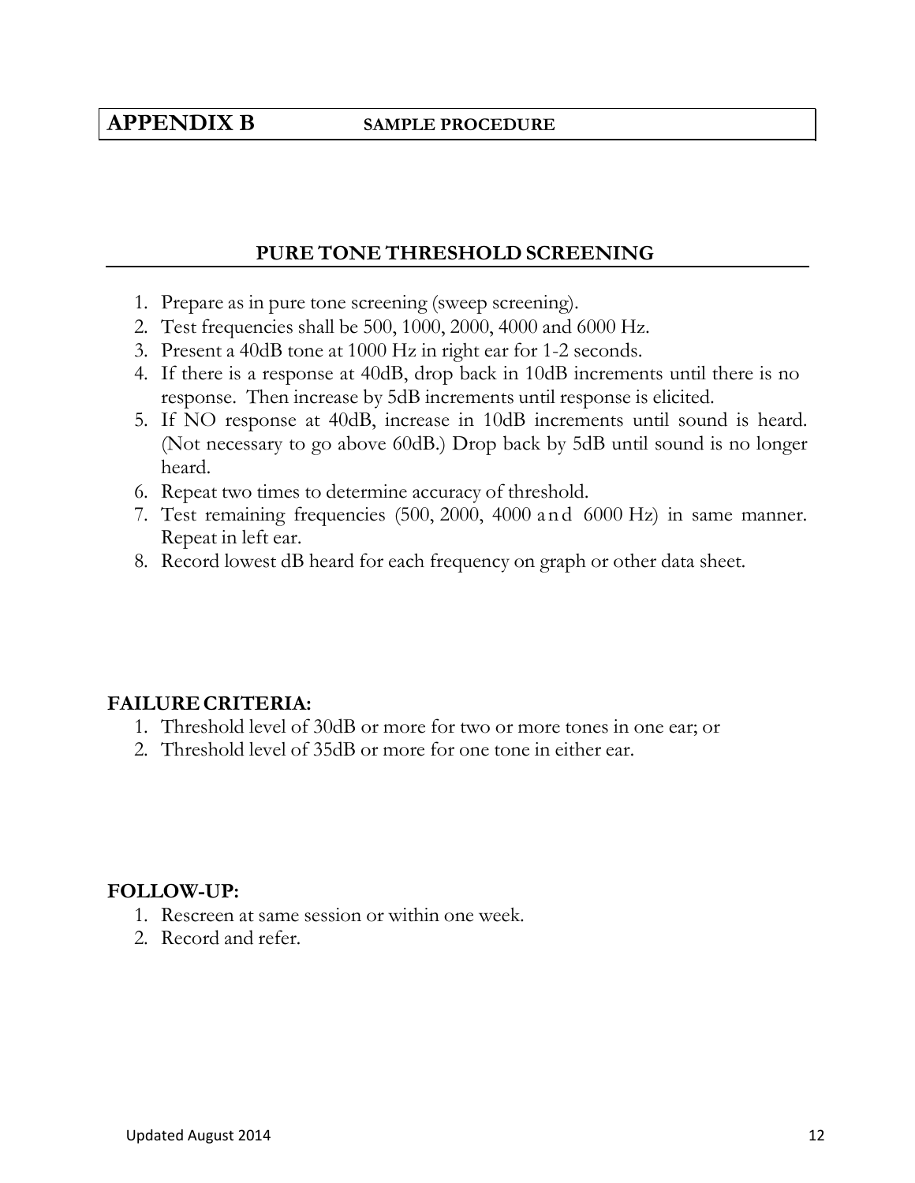## APPENDIX B SAMPLE PROCEDURE

### PURE TONE THRESHOLD SCREENING

1. Prepare as in pure tone screening (sweep screening).
2. Test frequencies shall be 500, 1000, 2000, 4000 and 6000 Hz.
3. Present a 40dB tone at 1000 Hz in right ear for 1-2 seconds.
4. If there is a response at 40dB, drop back in 10dB increments until there is no response. Then increase by 5dB increments until response is elicited.
5. If NO response at 40dB, increase in 10dB increments until sound is heard. (Not necessary to go above 60dB.) Drop back by 5dB until sound is no longer heard.
6. Repeat two times to determine accuracy of threshold.
7. Test remaining frequencies (500, 2000, 4000 and 6000 Hz) in same manner. Repeat in left ear.
8. Record lowest dB heard for each frequency on graph or other data sheet.

**FAILURE CRITERIA:**

1. Threshold level of 30dB or more for two or more tones in one ear; or
2. Threshold level of 35dB or more for one tone in either ear.

**FOLLOW-UP:**

1. Rescreen at same session or within one week.
2. Record and refer.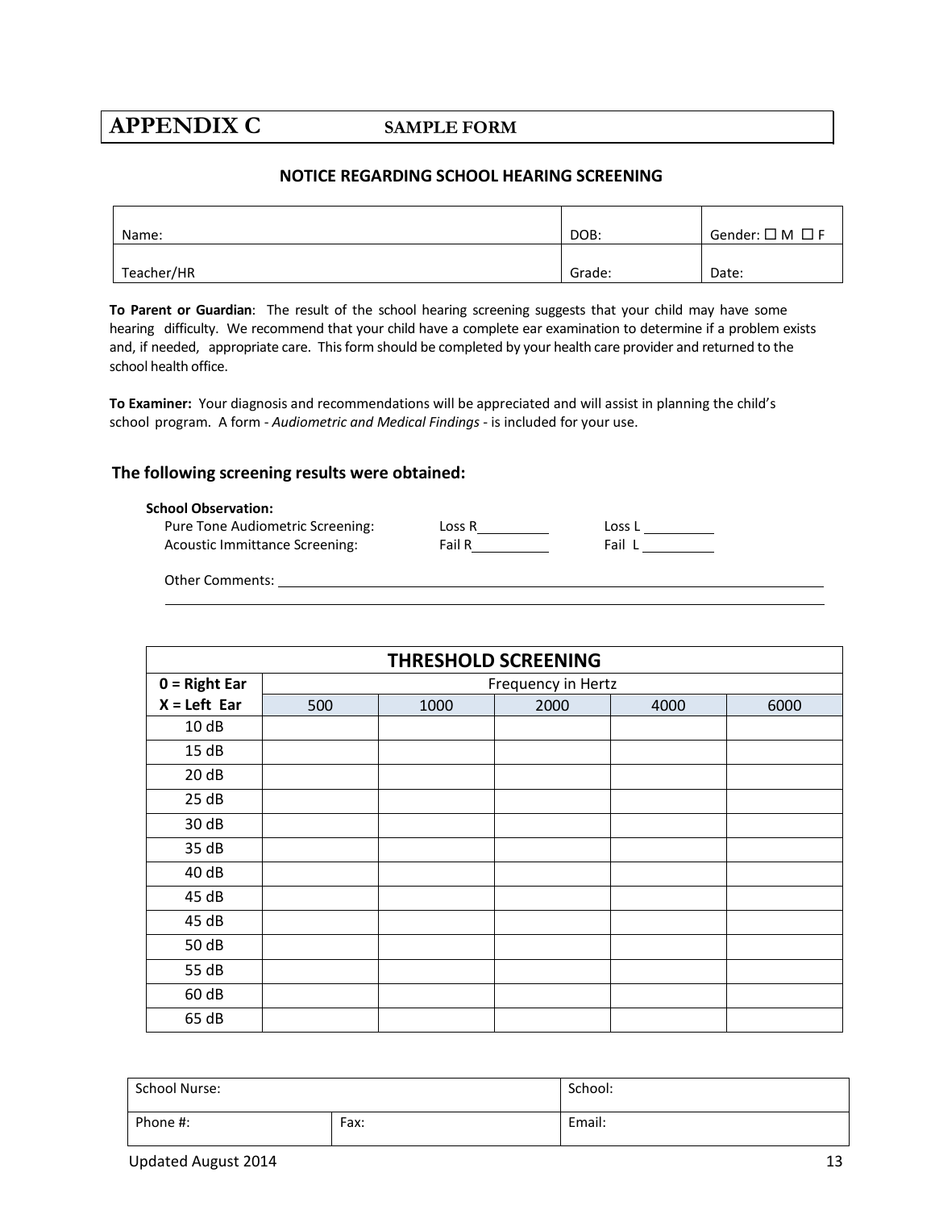# APPENDIX C SAMPLE FORM

## NOTICE REGARDING SCHOOL HEARING SCREENING

| Name: | DOB: | Gender: ☐ M ☐ F |
|---|---|---|
| Teacher/HR | Grade: | Date: |

**To Parent or Guardian**: The result of the school hearing screening suggests that your child may have some hearing difficulty. We recommend that your child have a complete ear examination to determine if a problem exists and, if needed, appropriate care. This form should be completed by your health care provider and returned to the school health office.

**To Examiner:** Your diagnosis and recommendations will be appreciated and will assist in planning the child's school program. A form - *Audiometric and Medical Findings* - is included for your use.

### The following screening results were obtained:

**School Observation:**

Pure Tone Audiometric Screening: Loss R__________ Loss L __________

Acoustic Immittance Screening: Fail R__________ Fail L __________

Other Comments: ______________________________________________

______________________________________________

| THRESHOLD SCREENING | | | | | |
|---|---|---|---|---|---|
| 0 = Right Ear | Frequency in Hertz | | | | |
| X = Left Ear | 500 | 1000 | 2000 | 4000 | 6000 |
| 10 dB | | | | | |
| 15 dB | | | | | |
| 20 dB | | | | | |
| 25 dB | | | | | |
| 30 dB | | | | | |
| 35 dB | | | | | |
| 40 dB | | | | | |
| 45 dB | | | | | |
| 45 dB | | | | | |
| 50 dB | | | | | |
| 55 dB | | | | | |
| 60 dB | | | | | |
| 65 dB | | | | | |

| School Nurse: | | School: |
|---|---|---|
| Phone #: | Fax: | Email: |

Updated August 2014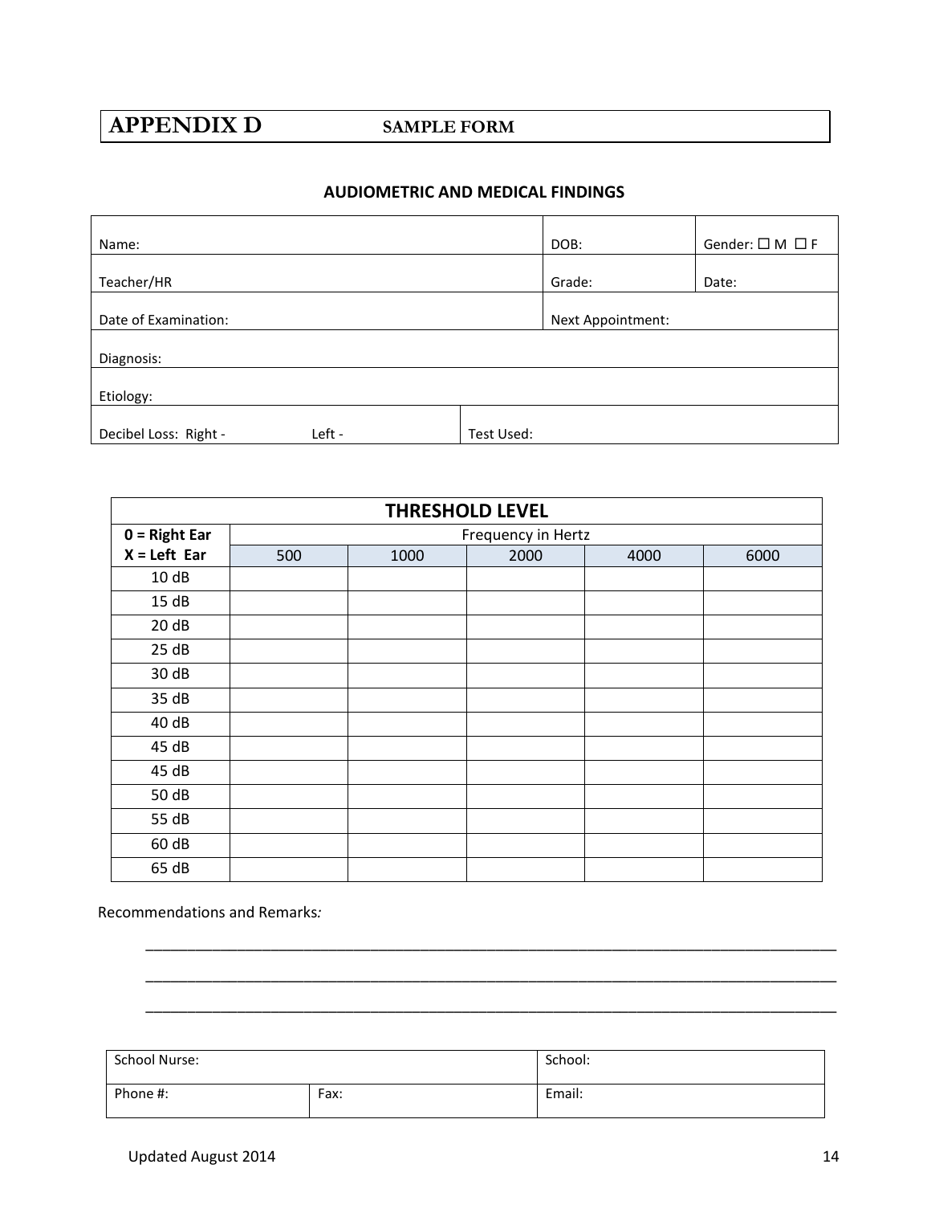# APPENDIX D SAMPLE FORM

## AUDIOMETRIC AND MEDICAL FINDINGS

| | | |
|---|---|---|
| Name: | DOB: | Gender: ☐ M ☐ F |
| Teacher/HR | Grade: | Date: |
| Date of Examination: | Next Appointment: | |
| Diagnosis: | | |
| Etiology: | | |
| Decibel Loss: Right - Left - | Test Used: | |

| THRESHOLD LEVEL | | | | | |
|---|---|---|---|---|---|
| 0 = Right Ear | Frequency in Hertz | | | | |
| X = Left Ear | 500 | 1000 | 2000 | 4000 | 6000 |
| 10 dB | | | | | |
| 15 dB | | | | | |
| 20 dB | | | | | |
| 25 dB | | | | | |
| 30 dB | | | | | |
| 35 dB | | | | | |
| 40 dB | | | | | |
| 45 dB | | | | | |
| 45 dB | | | | | |
| 50 dB | | | | | |
| 55 dB | | | | | |
| 60 dB | | | | | |
| 65 dB | | | | | |

Recommendations and Remarks*:*

______________________________________________________________________________

______________________________________________________________________________

______________________________________________________________________________

| | | |
|---|---|---|
| School Nurse: | | School: |
| Phone #: | Fax: | Email: |

Updated August 2014